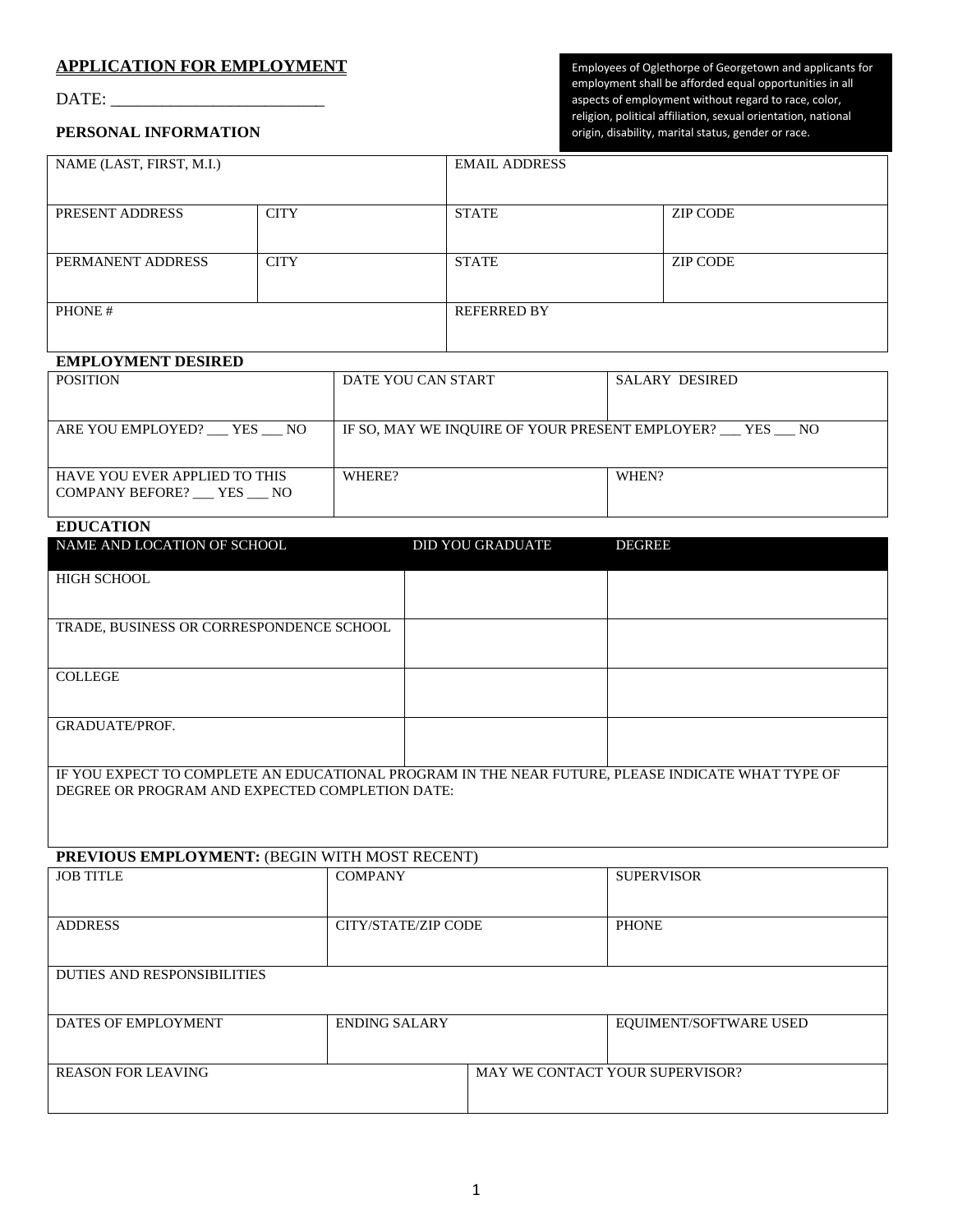## APPLICATION FOR EMPLOYMENT

DATE: ________________________

> Employees of Oglethorpe of Georgetown and applicants for employment shall be afforded equal opportunities in all aspects of employment without regard to race, color, religion, political affiliation, sexual orientation, national origin, disability, marital status, gender or race.

### PERSONAL INFORMATION

| NAME (LAST, FIRST, M.I.) | | EMAIL ADDRESS | |
|---|---|---|---|
| PRESENT ADDRESS | CITY | STATE | ZIP CODE |
| PERMANENT ADDRESS | CITY | STATE | ZIP CODE |
| PHONE # | | REFERRED BY | |

### EMPLOYMENT DESIRED

| POSITION | DATE YOU CAN START | SALARY DESIRED |
|---|---|---|
| ARE YOU EMPLOYED? ___ YES ___ NO | IF SO, MAY WE INQUIRE OF YOUR PRESENT EMPLOYER? ___ YES ___ NO | |
| HAVE YOU EVER APPLIED TO THIS COMPANY BEFORE? ___ YES ___ NO | WHERE? | WHEN? |

### EDUCATION

| NAME AND LOCATION OF SCHOOL | DID YOU GRADUATE | DEGREE |
|---|---|---|
| HIGH SCHOOL | | |
| TRADE, BUSINESS OR CORRESPONDENCE SCHOOL | | |
| COLLEGE | | |
| GRADUATE/PROF. | | |
| IF YOU EXPECT TO COMPLETE AN EDUCATIONAL PROGRAM IN THE NEAR FUTURE, PLEASE INDICATE WHAT TYPE OF DEGREE OR PROGRAM AND EXPECTED COMPLETION DATE: | | |

### PREVIOUS EMPLOYMENT: (BEGIN WITH MOST RECENT)

| JOB TITLE | COMPANY | SUPERVISOR |
|---|---|---|
| ADDRESS | CITY/STATE/ZIP CODE | PHONE |
| DUTIES AND RESPONSIBILITIES | | |
| DATES OF EMPLOYMENT | ENDING SALARY | EQUIMENT/SOFTWARE USED |
| REASON FOR LEAVING | MAY WE CONTACT YOUR SUPERVISOR? | |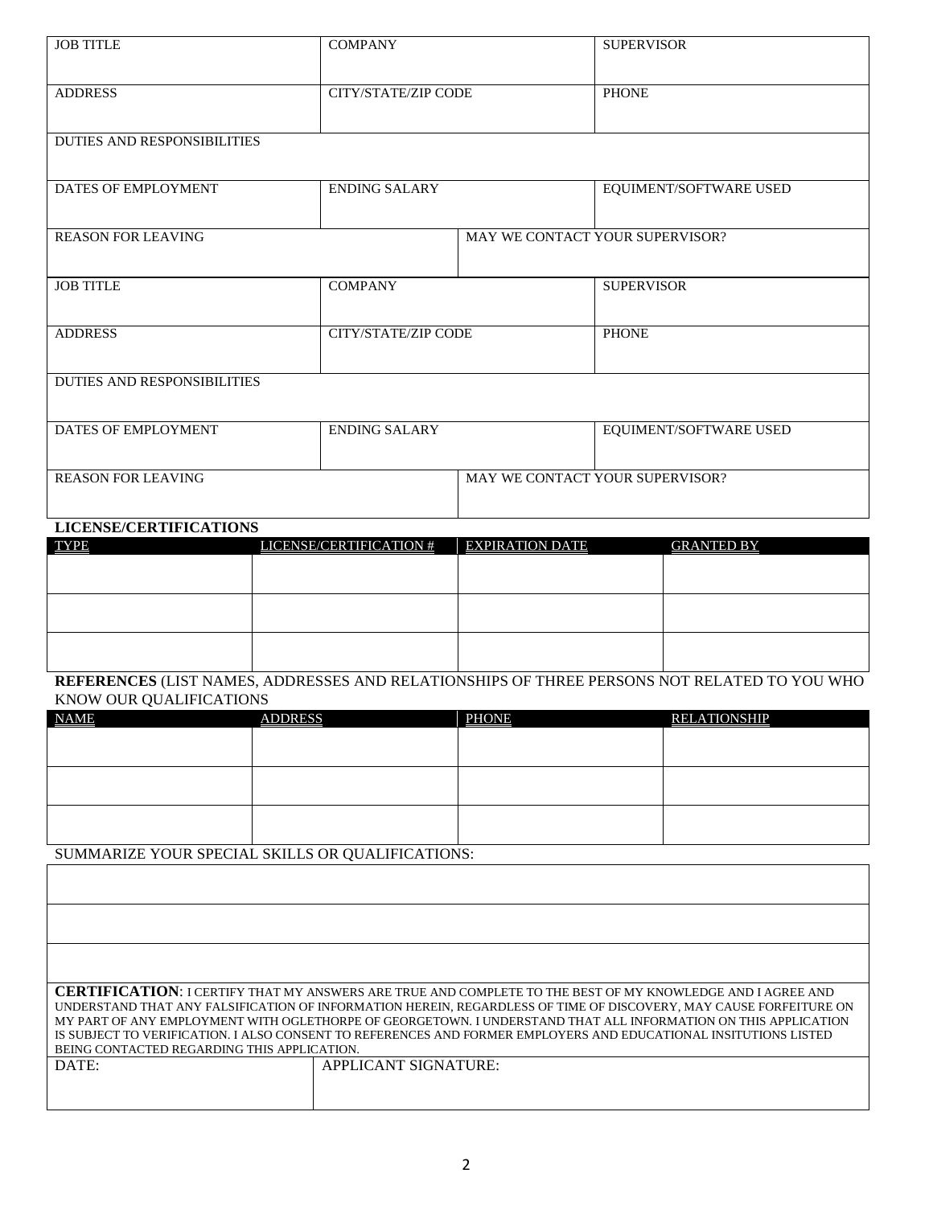| JOB TITLE | COMPANY | | SUPERVISOR |
|---|---|---|---|
| ADDRESS | CITY/STATE/ZIP CODE | | PHONE |
| DUTIES AND RESPONSIBILITIES | | | |
| DATES OF EMPLOYMENT | ENDING SALARY | | EQUIMENT/SOFTWARE USED |
| REASON FOR LEAVING | | MAY WE CONTACT YOUR SUPERVISOR? | |

| JOB TITLE | COMPANY | | SUPERVISOR |
|---|---|---|---|
| ADDRESS | CITY/STATE/ZIP CODE | | PHONE |
| DUTIES AND RESPONSIBILITIES | | | |
| DATES OF EMPLOYMENT | ENDING SALARY | | EQUIMENT/SOFTWARE USED |
| REASON FOR LEAVING | | MAY WE CONTACT YOUR SUPERVISOR? | |

**LICENSE/CERTIFICATIONS**

| TYPE | LICENSE/CERTIFICATION # | EXPIRATION DATE | GRANTED BY |
|---|---|---|---|
| | | | |
| | | | |
| | | | |

**REFERENCES** (LIST NAMES, ADDRESSES AND RELATIONSHIPS OF THREE PERSONS NOT RELATED TO YOU WHO KNOW OUR QUALIFICATIONS

| NAME | ADDRESS | PHONE | RELATIONSHIP |
|---|---|---|---|
| | | | |
| | | | |
| | | | |

SUMMARIZE YOUR SPECIAL SKILLS OR QUALIFICATIONS:

| |
|---|
| |
| |
| |

**CERTIFICATION**: I CERTIFY THAT MY ANSWERS ARE TRUE AND COMPLETE TO THE BEST OF MY KNOWLEDGE AND I AGREE AND UNDERSTAND THAT ANY FALSIFICATION OF INFORMATION HEREIN, REGARDLESS OF TIME OF DISCOVERY, MAY CAUSE FORFEITURE ON MY PART OF ANY EMPLOYMENT WITH OGLETHORPE OF GEORGETOWN. I UNDERSTAND THAT ALL INFORMATION ON THIS APPLICATION IS SUBJECT TO VERIFICATION. I ALSO CONSENT TO REFERENCES AND FORMER EMPLOYERS AND EDUCATIONAL INSITUTIONS LISTED BEING CONTACTED REGARDING THIS APPLICATION.

| DATE: | APPLICANT SIGNATURE: |
|---|---|